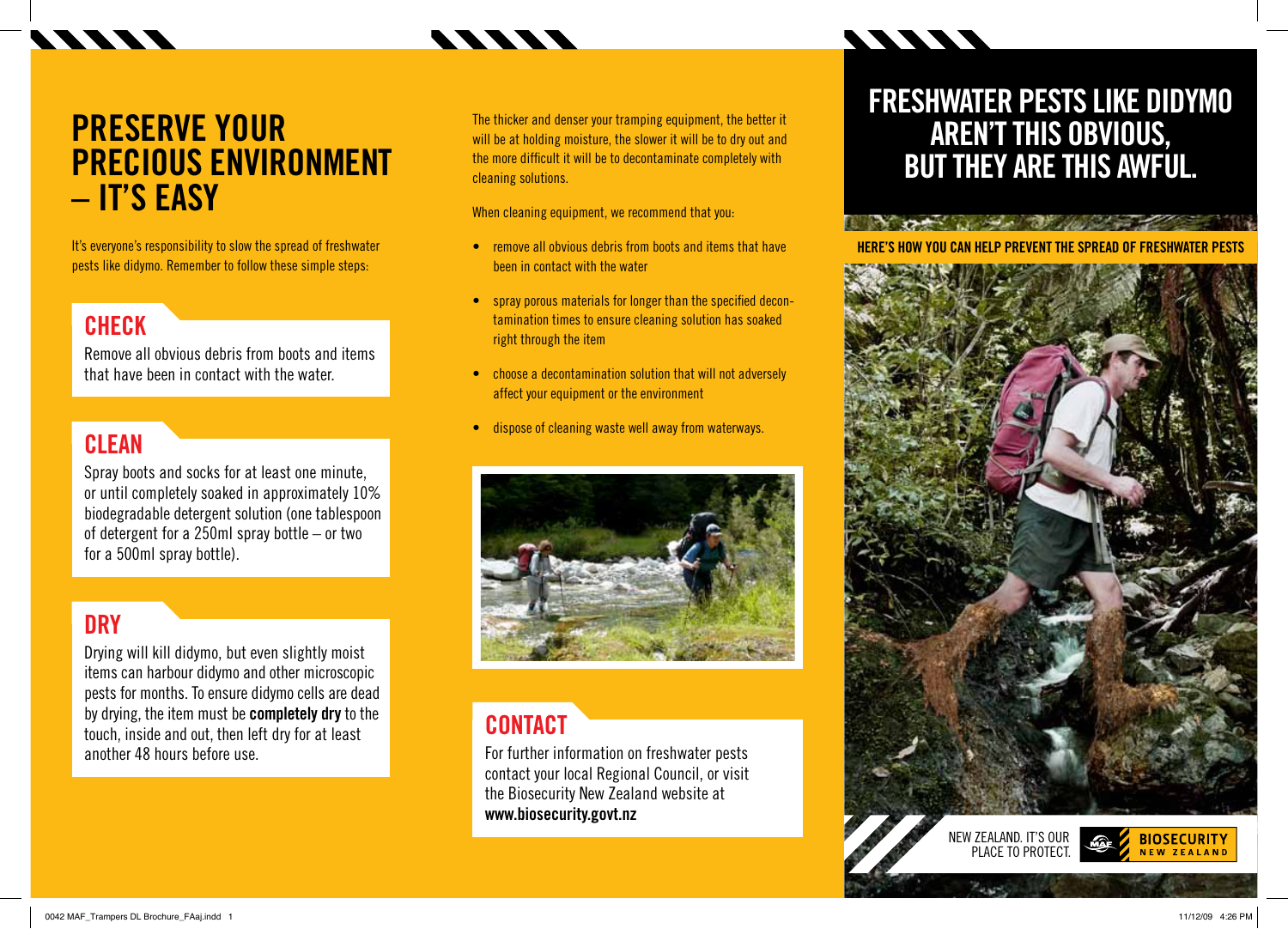# PRESERVE YOUR PRECIOUS ENVIRONMENT – IT'S EASY

It's everyone's responsibility to slow the spread of freshwater pests like didymo. Remember to follow these simple steps:

## CHECK

Remove all obvious debris from boots and items that have been in contact with the water.

## CLEAN

Spray boots and socks for at least one minute, or until completely soaked in approximately 10% biodegradable detergent solution (one tablespoon of detergent for a 250ml spray bottle – or two for a 500ml spray bottle).

## DRY

Drying will kill didymo, but even slightly moist items can harbour didymo and other microscopic pests for months. To ensure didymo cells are dead by drying, the item must be **completely dry** to the touch, inside and out, then left dry for at least another 48 hours before use.

The thicker and denser your tramping equipment, the better it will be at holding moisture, the slower it will be to dry out and the more difficult it will be to decontaminate completely with cleaning solutions.

When cleaning equipment, we recommend that you:

- remove all obvious debris from boots and items that have been in contact with the water
- spray porous materials for longer than the specified decontamination times to ensure cleaning solution has soaked right through the item
- choose a decontamination solution that will not adversely affect your equipment or the environment
- dispose of cleaning waste well away from waterways.

## CONTACT

For further information on freshwater pests contact your local Regional Council, or visit the Biosecurity New Zealand website at **www.biosecurity.govt.nz**

# FRESHWATER PESTS LIKE DIDYMO AREN'T THIS OBVIOUS, BUT THEY ARE THIS AWFUL.

**HERE'S HOW YOU CAN HELP PREVENT THE SPREAD OF FRESHWATER PESTS**

NEW ZEALAND. IT'S OUR PLACE TO PROTECT.

MAF BIOSECURITY NEW ZEALAND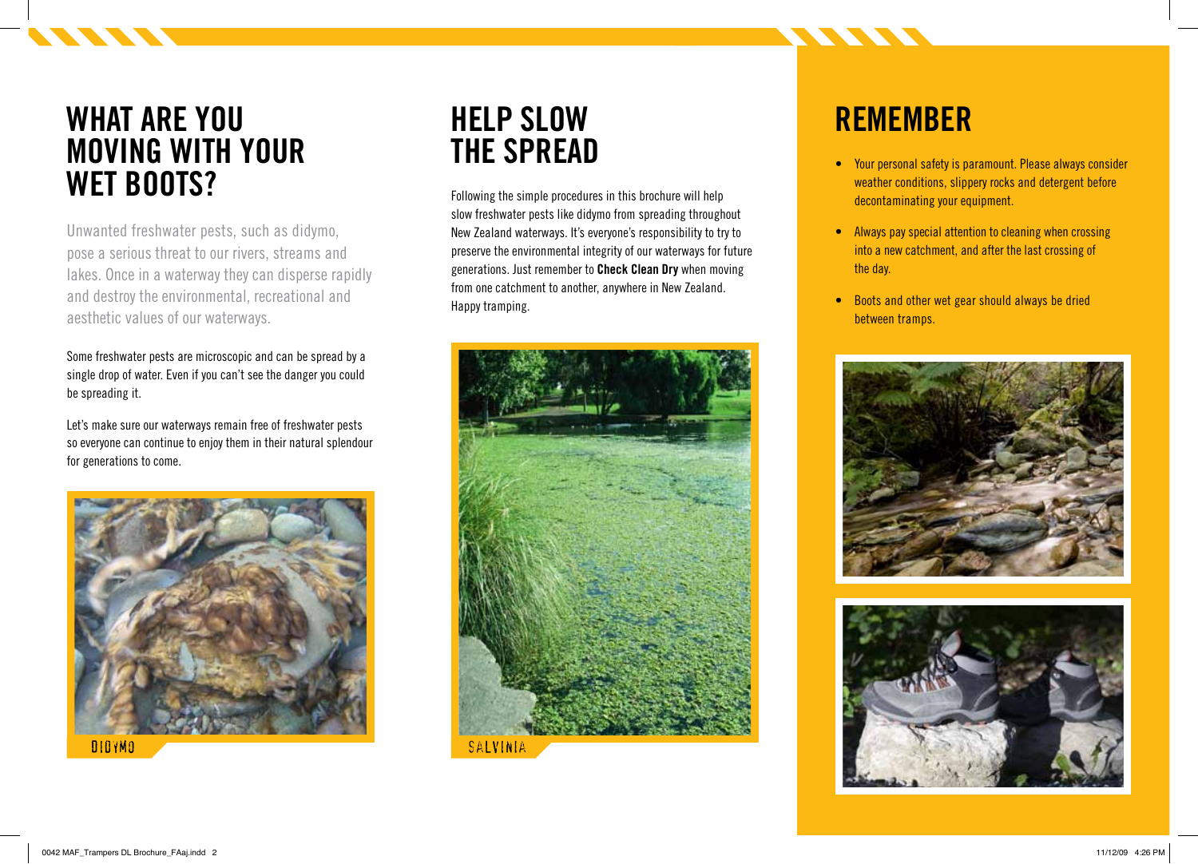# WHAT ARE YOU MOVING WITH YOUR WET BOOTS?

Unwanted freshwater pests, such as didymo, pose a serious threat to our rivers, streams and lakes. Once in a waterway they can disperse rapidly and destroy the environmental, recreational and aesthetic values of our waterways.

Some freshwater pests are microscopic and can be spread by a single drop of water. Even if you can't see the danger you could be spreading it.

Let's make sure our waterways remain free of freshwater pests so everyone can continue to enjoy them in their natural splendour for generations to come.

DIDYMO

# HELP SLOW THE SPREAD

Following the simple procedures in this brochure will help slow freshwater pests like didymo from spreading throughout New Zealand waterways. It's everyone's responsibility to try to preserve the environmental integrity of our waterways for future generations. Just remember to **Check Clean Dry** when moving from one catchment to another, anywhere in New Zealand. Happy tramping.

SALVINIA

# REMEMBER

- Your personal safety is paramount. Please always consider weather conditions, slippery rocks and detergent before decontaminating your equipment.
- Always pay special attention to cleaning when crossing into a new catchment, and after the last crossing of the day.
- Boots and other wet gear should always be dried between tramps.